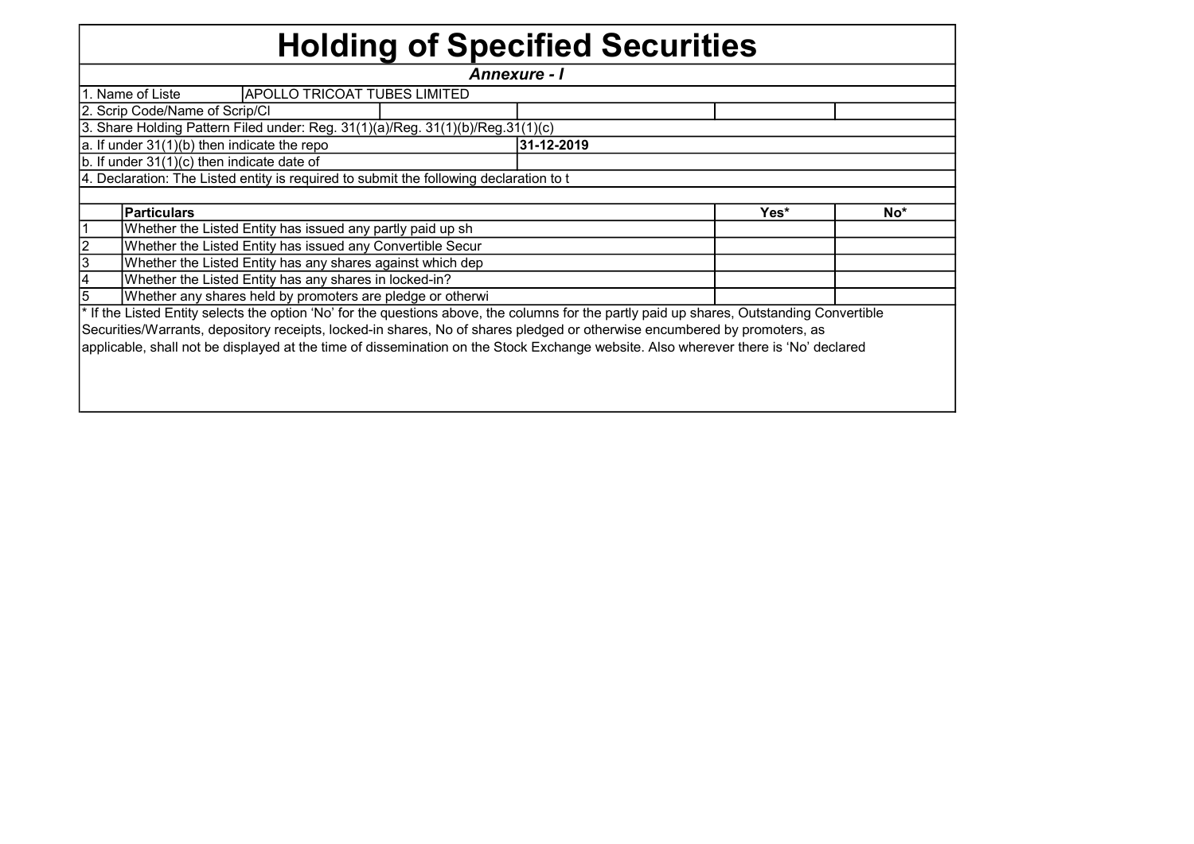# Holding of Specified Securities

***Annexure - I***

| | | | | | |
|---|---|---|---|---|---|
| 1. Name of Liste | APOLLO TRICOAT TUBES LIMITED | | | | |
| 2. Scrip Code/Name of Scrip/Cl | | | | | |
| 3. Share Holding Pattern Filed under: Reg. 31(1)(a)/Reg. 31(1)(b)/Reg.31(1)(c) | | | | | |
| a. If under 31(1)(b) then indicate the repo | | | **31-12-2019** | | |
| b. If under 31(1)(c) then indicate date of | | | | | |
| 4. Declaration: The Listed entity is required to submit the following declaration to t | | | | | |

| | Particulars | Yes* | No* |
|---|---|---|---|
| 1 | Whether the Listed Entity has issued any partly paid up sh | | |
| 2 | Whether the Listed Entity has issued any Convertible Secur | | |
| 3 | Whether the Listed Entity has any shares against which dep | | |
| 4 | Whether the Listed Entity has any shares in locked-in? | | |
| 5 | Whether any shares held by promoters are pledge or otherwi | | |

* If the Listed Entity selects the option 'No' for the questions above, the columns for the partly paid up shares, Outstanding Convertible Securities/Warrants, depository receipts, locked-in shares, No of shares pledged or otherwise encumbered by promoters, as applicable, shall not be displayed at the time of dissemination on the Stock Exchange website. Also wherever there is 'No' declared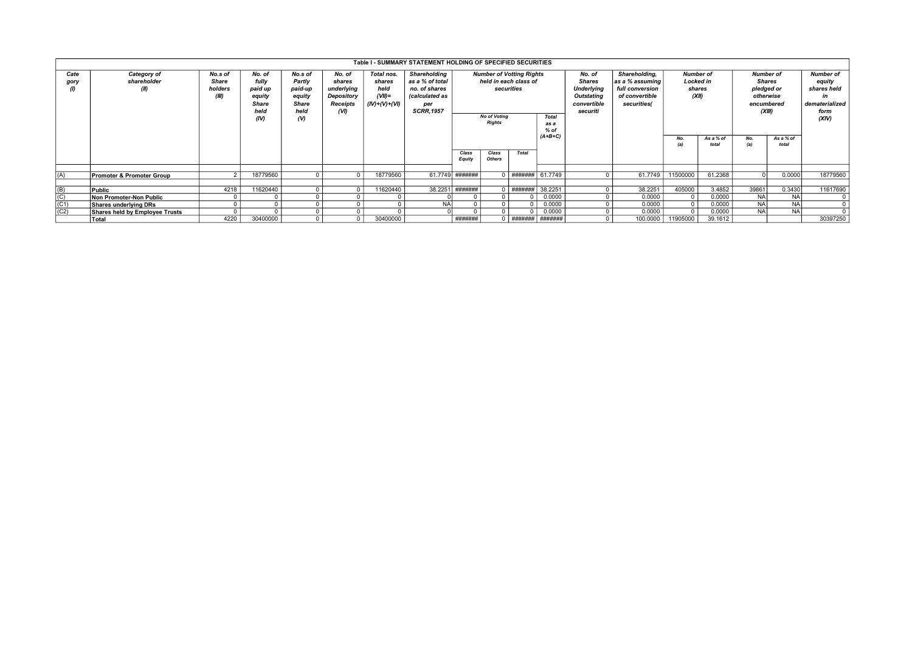| Table I - SUMMARY STATEMENT HOLDING OF SPECIFIED SECURITIES | | | | | | | | | | | | | | | | | | | |
|---|---|---|---|---|---|---|---|---|---|---|---|---|---|---|---|---|---|---|---|
| Cate gory (I) | Category of shareholder (II) | No.s of Share holders (III) | No. of fully paid up equity Share held (IV) | No.s of Partly paid-up equity Share held (V) | No. of shares underlying Depository Receipts (VI) | Total nos. shares held (VII)= (IV)+(V)+(VI) | Shareholding as a % of total no. of shares (calculated as per SCRR,1957 | Number of Votting Rights held in each class of securities | | | | No. of Shares Underlying Outstating convertible securiti | Shareholding, as a % assuming full conversion of convertible securities( | Number of Locked in shares (XII) | | Number of Shares pledged or otherwise encumbered (XIII) | | Number of equity shares held in dematerialized form (XIV) |
| | | | | | | | | No of Voting Rights | | | Total as a % of (A+B+C) | | | | | | | |
| | | | | | | | | Class Equity | Class Others | Total | | | | No. (a) | As a % of total | No. (a) | As a % of total | |
| (A) | Promoter & Promoter Group | 2 | 18779560 | 0 | 0 | 18779560 | 61.7749 | ####### | 0 | ####### | 61.7749 | 0 | 61.7749 | 11500000 | 61.2368 | 0 | 0.0000 | 18779560 |
| (B) | Public | 4218 | 11620440 | 0 | 0 | 11620440 | 38.2251 | ####### | 0 | ####### | 38.2251 | 0 | 38.2251 | 405000 | 3.4852 | 39861 | 0.3430 | 11617690 |
| (C) | Non Promoter-Non Public | 0 | 0 | 0 | 0 | 0 | 0 | 0 | 0 | 0 | 0.0000 | 0 | 0.0000 | 0 | 0.0000 | NA | NA | 0 |
| (C1) | Shares underlying DRs | 0 | 0 | 0 | 0 | 0 | NA | 0 | 0 | 0 | 0.0000 | 0 | 0.0000 | 0 | 0.0000 | NA | NA | 0 |
| (C2) | Shares held by Employee Trusts | 0 | 0 | 0 | 0 | 0 | 0 | 0 | 0 | 0 | 0.0000 | 0 | 0.0000 | 0 | 0.0000 | NA | NA | 0 |
| | Total | 4220 | 30400000 | 0 | 0 | 30400000 | | ####### | 0 | ####### | ####### | 0 | 100.0000 | 11905000 | 39.1612 | | | 30397250 |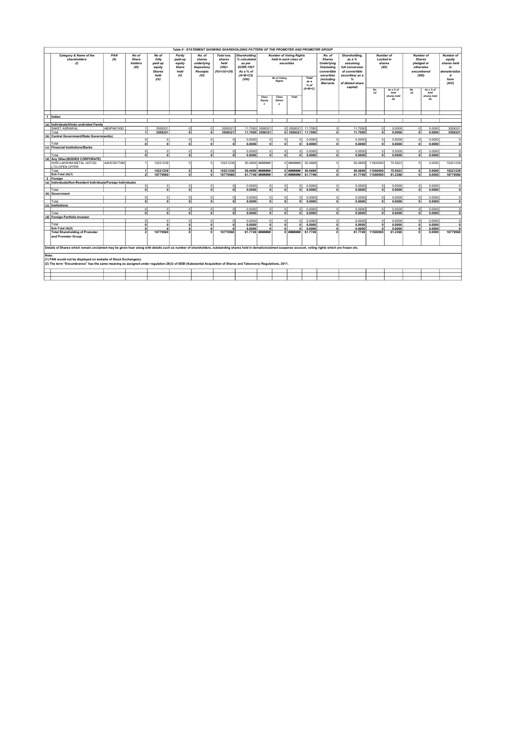## Table II - STATEMENT SHOWING SHAREHOLDING PATTERN OF THE PROMOTER AND PROMOTER GROUP

| | Category & Name of the shareholders (I) | PAN (II) | No of Share holders (III) | No of fully paid up equity Shares held (IV) | Partly paid-up equity Share held (V) | No. of shares underlying Depository Receipts (VI) | Total nos. shares held (VII)= (IV)+(V)+(VI) | Shareholding % calculated as per SCRR,1957 As a % of (A+B+C2) (VIII) | Number of Voting Rights held in each class of securities | | | | No. of Shares Underlying Outstating convertible securities (including Warrants | Shareholding, as a % assuming full conversion of convertible securities( as a % of diluted share capital) | Number of Locked in shares (XII) | | Number of Shares pledged or otherwise encumbered (XIII) | | Number of equity shares held in dematerialized form (XIV) |
|---|---|---|---|---|---|---|---|---|---|---|---|---|---|---|---|---|---|---|---|
| | | | | | | | | | No of Voting Rights | | | Total as a % of (A+B+C) | | | No. (a) | As a % of total shares held (b) | No. (a) | As a % of total shares held (b) | |
| | | | | | | | | | Class Equity x | Class Others y | Total | | | | | | | | |
| 1 | Indian | | | | | | | | | | | | | | | | | | |
| (a) | Individuals/Hindu undivided Family | | | | | | | | | | | | | | | | | | |
| | SAKET AGRAWAL | ABXPA8150D | 1 | 3558321 | 0 | 0 | 3558321 | 11.7050 | 3558321 | 0 | 3558321 | 11.7050 | 0 | 11.7050 | 0 | 0.0000 | 0 | 0.0000 | 3558321 |
| | Total | | 1 | 3558321 | 0 | 0 | 3558321 | 11.7050 | 3558321 | 0 | 3558321 | 11.7050 | 0 | 11.7050 | 0 | 0.0000 | 0 | 0.0000 | 3558321 |
| (b) | Central Government/State Government(s) | | | | | | | | | | | | | | | | | | |
| | | | 0 | 0 | 0 | 0 | 0 | 0.0000 | 0 | 0 | 0 | 0.0000 | 0 | 0.0000 | 0 | 0.0000 | 0 | 0.0000 | 0 |
| | Total | | 0 | 0 | 0 | 0 | 0 | 0.0000 | 0 | 0 | 0 | 0.0000 | 0 | 0.0000 | 0 | 0.0000 | 0 | 0.0000 | 0 |
| (c) | Financial Institutions/Banks | | | | | | | | | | | | | | | | | | |
| | | | 0 | 0 | 0 | 0 | 0 | 0.0000 | 0 | 0 | 0 | 0.0000 | 0 | 0.0000 | 0 | 0.0000 | 0 | 0.0000 | 0 |
| | Total | | 0 | 0 | 0 | 0 | 0 | 0.0000 | 0 | 0 | 0 | 0.0000 | 0 | 0.0000 | 0 | 0.0000 | 0 | 0.0000 | 0 |
| (d) | Any Other(BODIES CORPORATE) | | | | | | | | | | | | | | | | | | |
| | SHRI LAKSHMI METAL UDYOG LTD-OPEN OFFER | AAHCS9174M | 1 | 15221239 | 0 | 0 | 15221239 | 50.0699 | ####### | 0 | ####### | 50.0699 | 0 | 50.0699 | 11500000 | 75.5523 | 0 | 0.0000 | 15221239 |
| | Total | | 1 | 15221239 | 0 | 0 | 15221239 | 50.0699 | ####### | 0 | ####### | 50.0699 | 0 | 50.0699 | 11500000 | 75.5523 | 0 | 0.0000 | 15221239 |
| | Sub-Total (A)(1) | | 2 | 18779560 | 0 | 0 | 18779560 | 61.7749 | ####### | 0 | ####### | 61.7749 | 0 | 61.7749 | 11500000 | 61.2368 | 0 | 0.0000 | 18779560 |
| 2 | Foreign | | | | | | | | | | | | | | | | | | |
| (a) | Individuals(Non-Resident Individuals/Foreign Individuals) | | | | | | | | | | | | | | | | | | |
| | | | 0 | 0 | 0 | 0 | 0 | 0.0000 | 0 | 0 | 0 | 0.0000 | 0 | 0.0000 | 0 | 0.0000 | 0 | 0.0000 | 0 |
| | Total | | 0 | 0 | 0 | 0 | 0 | 0.0000 | 0 | 0 | 0 | 0.0000 | 0 | 0.0000 | 0 | 0.0000 | 0 | 0.0000 | 0 |
| (b) | Government | | | | | | | | | | | | | | | | | | |
| | | | 0 | 0 | 0 | 0 | 0 | 0.0000 | 0 | 0 | 0 | 0.0000 | 0 | 0.0000 | 0 | 0.0000 | 0 | 0.0000 | 0 |
| | Total | | 0 | 0 | 0 | 0 | 0 | 0.0000 | 0 | 0 | 0 | 0.0000 | 0 | 0.0000 | 0 | 0.0000 | 0 | 0.0000 | 0 |
| (c) | Institutions | | | | | | | | | | | | | | | | | | |
| | | | 0 | 0 | 0 | 0 | 0 | 0.0000 | 0 | 0 | 0 | 0.0000 | 0 | 0.0000 | 0 | 0.0000 | 0 | 0.0000 | 0 |
| | Total | | 0 | 0 | 0 | 0 | 0 | 0.0000 | 0 | 0 | 0 | 0.0000 | 0 | 0.0000 | 0 | 0.0000 | 0 | 0.0000 | 0 |
| (d) | Foreign Portfolio Investor | | | | | | | | | | | | | | | | | | |
| | | | 0 | 0 | 0 | 0 | 0 | 0.0000 | 0 | 0 | 0 | 0.0000 | 0 | 0.0000 | 0 | 0.0000 | 0 | 0.0000 | 0 |
| | Total | | 0 | 0 | 0 | 0 | 0 | 0.0000 | 0 | 0 | 0 | 0.0000 | 0 | 0.0000 | 0 | 0.0000 | 0 | 0.0000 | 0 |
| | Sub-Total (A)(2) | | 0 | 0 | 0 | 0 | 0 | 0.0000 | 0 | 0 | 0 | 0.0000 | 0 | 0.0000 | 0 | 0.0000 | 0 | 0.0000 | 0 |
| | Total Shareholding of Promoter and Promoter Group | | 2 | 18779560 | 0 | 0 | 18779560 | 61.7749 | ####### | 0 | ####### | 61.7749 | 0 | 61.7749 | 11500000 | 61.2368 | 0 | 0.0000 | 18779560 |

Details of Shares which remain unclaimed may be given hear along with details such as number of shareholders, outstanding shares held in demat/unclaimed suspense account, voting rights which are frozen etc.

**Note:**

(1) PAN would not be displayed on website of Stock Exchange(s).

(2) The term "Encumbrance" has the same meaning as assigned under regulation 28(3) of SEBI (Substantial Acquisition of Shares and Takeovers) Regulations, 2011.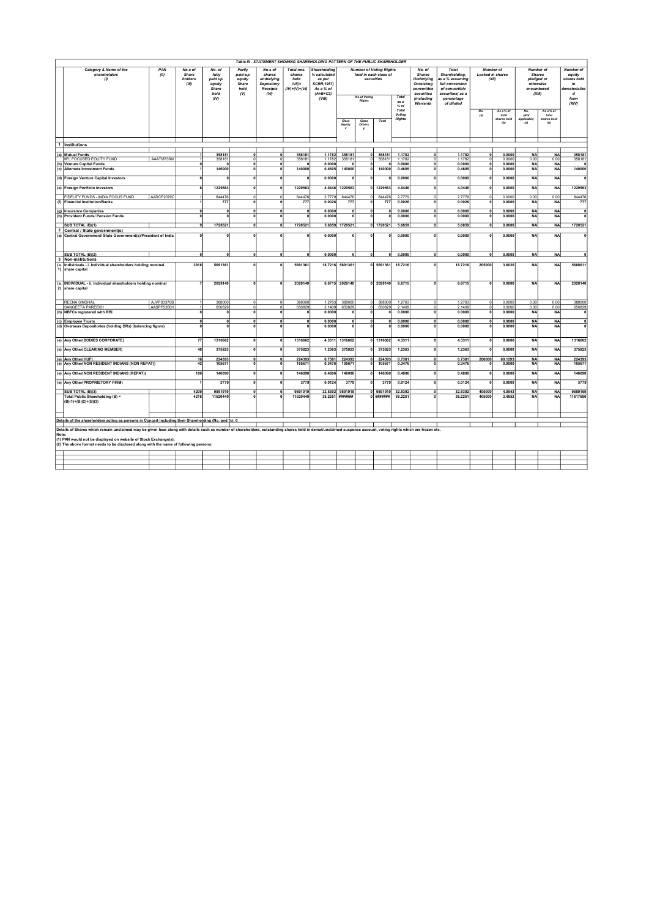**Table III - STATEMENT SHOWING SHAREHOLDING PATTERN OF THE PUBLIC SHAREHOLDER**

| | Category & Name of the shareholders (I) | PAN (II) | No.s of Share holders (III) | No. of fully paid up equity Share held (IV) | Partly paid-up equity Share held (V) | No.s of shares underlying Depository Receipts (VI) | Total nos. shares held (VII)= (IV)+(V)+(VI) | Shareholding % calculated as per SCRR,1957) As a % of (A+B+C2) (VIII) | Number of Voting Rights held in each class of securities | | | | No. of Shares Underlying Outstating convertible securities (including Warrants | Total Shareholding, as a % assuming full conversion of convertible securities( as a percentage of diluted | Number of Locked in shares (XII) | | Number of Shares pledged or otherwise encumbered (XIII) | | Number of equity shares held in dematerialize d form (XIV) |
|---|---|---|---|---|---|---|---|---|---|---|---|---|---|---|---|---|---|---|---|
| | | | | | | | | | No of Voting Rights | | | Total as a % of Total Voting Rights | | | No. (a) | As a % of total shares held (b) | No. (Not applicable) (a) | As a % of total shares held (b) | |
| | | | | | | | | | Class Equity x | Class Others y | Total | | | | | | | | |
| 1 | Institutions | | | | | | | | | | | | | | | | | | |
| (a) | Mutual Funds | | 1 | 358181 | 0 | 0 | 358181 | 1.1782 | 358181 | 0 | 358181 | 1.1782 | 0 | 1.1782 | 0 | 0.0000 | NA | NA | 358181 |
| | IIFL FOCUSED EQUITY FUND | AAATI8736M | 1 | 358181 | 0 | 0 | 358181 | 1.1782 | 358181 | 0 | 358181 | 1.1782 | 0 | 1.1782 | 0 | 0.0000 | 0.00 | 0.00 | 358181 |
| (b) | Venture Capital Funds | | 0 | 0 | 0 | 0 | 0 | 0.0000 | 0 | 0 | 0 | 0.0000 | 0 | 0.0000 | 0 | 0.0000 | NA | NA | 0 |
| (c) | Alternate Investment Funds | | 1 | 140000 | 0 | 0 | 140000 | 0.4605 | 140000 | 0 | 140000 | 0.4605 | 0 | 0.4605 | 0 | 0.0000 | NA | NA | 140000 |
| (d) | Foreign Venture Capital Investors | | 0 | 0 | 0 | 0 | 0 | 0.0000 | 0 | 0 | 0 | 0.0000 | 0 | 0.0000 | 0 | 0.0000 | NA | NA | 0 |
| (e) | Foreign Portfolio Investors | | 6 | 1229563 | 0 | 0 | 1229563 | 4.0446 | 1229563 | 0 | 1229563 | 4.0446 | 0 | 4.0446 | 0 | 0.0000 | NA | NA | 1229563 |
| | FIDELITY FUNDS - INDIA FOCUS FUND | AADCF2079C | 1 | 844476 | 0 | 0 | 844476 | 2.7779 | 844476 | 0 | 844476 | 2.7779 | 0 | 2.7779 | 0 | 0.0000 | 0.00 | 0.00 | 844476 |
| (f) | Financial Institution/Banks | | 1 | 777 | 0 | 0 | 777 | 0.0026 | 777 | 0 | 777 | 0.0026 | 0 | 0.0026 | 0 | 0.0000 | NA | NA | 777 |
| (g) | Insurance Companies | | 0 | 0 | 0 | 0 | 0 | 0.0000 | 0 | 0 | 0 | 0.0000 | 0 | 0.0000 | 0 | 0.0000 | NA | NA | 0 |
| (h) | Provident Funds/ Pension Funds | | 0 | 0 | 0 | 0 | 0 | 0.0000 | 0 | 0 | 0 | 0.0000 | 0 | 0.0000 | 0 | 0.0000 | NA | NA | 0 |
| | SUB TOTAL (B)(1) | | 9 | 1728521 | 0 | 0 | 1728521 | 5.6859 | 1728521 | 0 | 1728521 | 5.6859 | 0 | 5.6859 | 0 | 0.0000 | NA | NA | 1728521 |
| 2 | Central / State government(s) | | | | | | | | | | | | | | | | | | |
| (a) | Central Government/ State Government(s)/President of India | | 0 | 0 | 0 | 0 | 0 | 0.0000 | 0 | 0 | 0 | 0.0000 | 0 | 0.0000 | 0 | 0.0000 | NA | NA | 0 |
| | SUB TOTAL (B)(2) | | 0 | 0 | 0 | 0 | 0 | 0.0000 | 0 | 0 | 0 | 0.0000 | 0 | 0.0000 | 0 | 0.0000 | NA | NA | 0 |
| 3 | Non-institutions | | | | | | | | | | | | | | | | | | |
| (a. 1) | Individuals - i. Individual shareholders holding nominal share capital | | 3918 | 5691361 | 0 | 0 | 5691361 | 18.7216 | 5691361 | 0 | 5691361 | 18.7216 | 0 | 18.7216 | 205000 | 3.6020 | NA | NA | 5688611 |
| (a. 2) | INDIVIDUAL - ii. Individual shareholders holding nominal share capital | | 7 | 2028140 | 0 | 0 | 2028140 | 6.6715 | 2028140 | 0 | 2028140 | 6.6715 | 0 | 6.6715 | 0 | 0.0000 | NA | NA | 2028140 |
| | REENA SINGHAL | AJVPS3370B | 1 | 388000 | 0 | 0 | 388000 | 1.2763 | 388000 | 0 | 388000 | 1.2763 | 0 | 1.2763 | 0 | 0.0000 | 0.00 | 0.00 | 388000 |
| | SANGEETA PAREEKH | AASPP5260H | 1 | 650829 | 0 | 0 | 650829 | 2.1409 | 650829 | 0 | 650829 | 2.1409 | 0 | 2.1409 | 0 | 0.0000 | 0.00 | 0.00 | 650829 |
| (b) | NBFCs registered with RBI | | 0 | 0 | 0 | 0 | 0 | 0.0000 | 0 | 0 | 0 | 0.0000 | 0 | 0.0000 | 0 | 0.0000 | NA | NA | 0 |
| (c) | Employee Trusts | | 0 | 0 | 0 | 0 | 0 | 0.0000 | 0 | 0 | 0 | 0.0000 | 0 | 0.0000 | 0 | 0.0000 | NA | NA | 0 |
| (d) | Overseas Depositories (holding DRs) (balancing figure) | | 0 | 0 | 0 | 0 | 0 | 0.0000 | 0 | 0 | 0 | 0.0000 | 0 | 0.0000 | 0 | 0.0000 | NA | NA | 0 |
| (e) | Any Other(BODIES CORPORATE) | | 77 | 1316662 | 0 | 0 | 1316662 | 4.3311 | 1316662 | 0 | 1316662 | 4.3311 | 0 | 4.3311 | 0 | 0.0000 | NA | NA | 1316662 |
| (e) | Any Other(CLEARING MEMBER) | | 48 | 375823 | 0 | 0 | 375823 | 1.2363 | 375823 | 0 | 375823 | 1.2363 | 0 | 1.2363 | 0 | 0.0000 | NA | NA | 375823 |
| (e) | Any Other(HUF) | | 16 | 224393 | 0 | 0 | 224393 | 0.7381 | 224393 | 0 | 224393 | 0.7381 | 0 | 0.7381 | 200000 | 89.1293 | NA | NA | 224393 |
| (e) | Any Other(NON RESIDENT INDIANS (NON REPAT)) | | 42 | 105671 | 0 | 0 | 105671 | 0.3476 | 105671 | 0 | 105671 | 0.3476 | 0 | 0.3476 | 0 | 0.0000 | NA | NA | 105671 |
| (e) | Any Other(NON RESIDENT INDIANS (REPAT)) | | 100 | 146090 | 0 | 0 | 146090 | 0.4806 | 146090 | 0 | 146090 | 0.4806 | 0 | 0.4806 | 0 | 0.0000 | NA | NA | 146090 |
| (e) | Any Other(PROPRIETORY FIRM) | | 1 | 3779 | 0 | 0 | 3779 | 0.0124 | 3779 | 0 | 3779 | 0.0124 | 0 | 0.0124 | 0 | 0.0000 | NA | NA | 3779 |
| | SUB TOTAL (B)(3) | | 4209 | 9891919 | 0 | 0 | 9891919 | 32.5392 | 9891919 | 0 | 9891919 | 32.5392 | 0 | 32.5392 | 405000 | 4.0943 | NA | NA | 9889169 |
| | Total Public Shareholding (B) = (B)(1)+(B)(2)+(B)(3) | | 4218 | 11620440 | 0 | 0 | 11620440 | 38.2251 | ####### | 0 | ####### | 38.2251 | 0 | 38.2251 | 405000 | 3.4852 | NA | NA | 11617690 |

Details of the shareholders acting as persons in Concert including their Shareholding (No. and %): 0

Details of Shares which remain unclaimed may be given hear along with details such as number of shareholders, outstanding shares held in demat/unclaimed suspense account, voting rights which are frozen etc.

Note:
(1) PAN would not be displayed on website of Stock Exchange(s).
(2) The above format needs to be disclosed along with the name of following persons: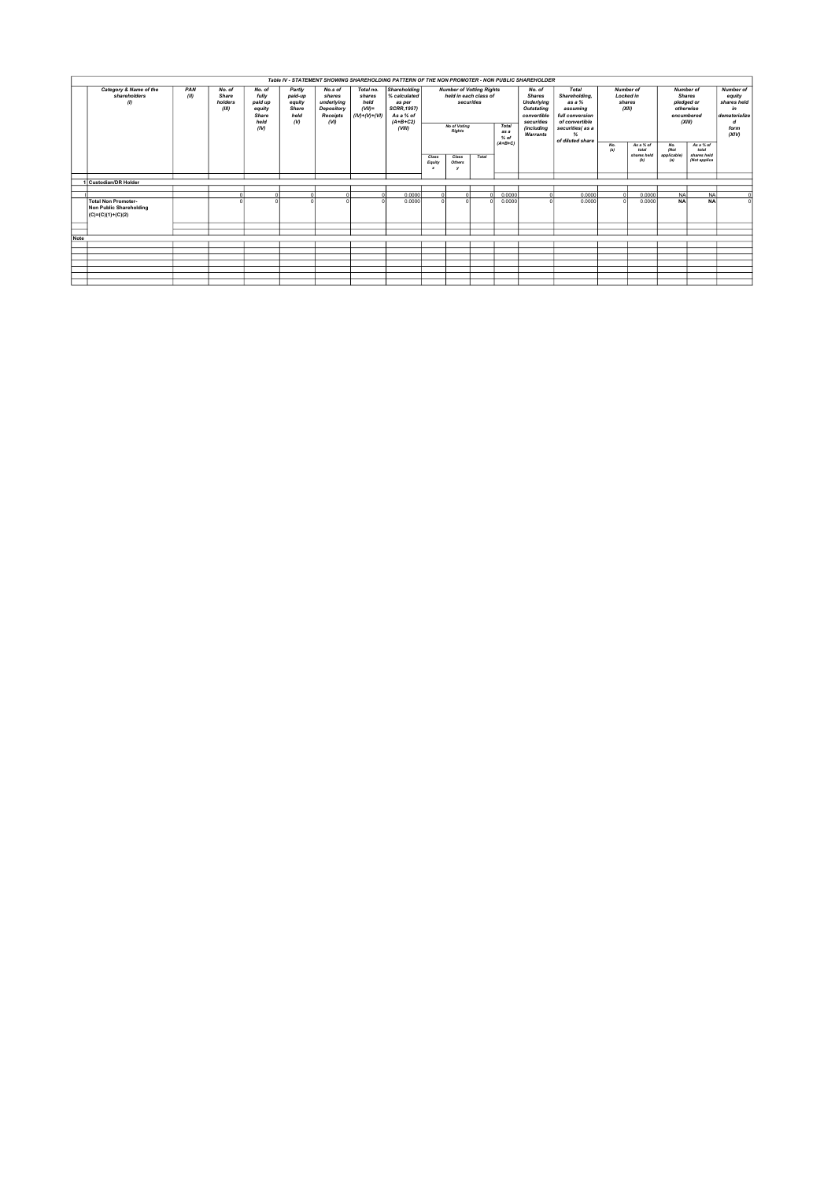**Table IV - STATEMENT SHOWING SHAREHOLDING PATTERN OF THE NON PROMOTER - NON PUBLIC SHAREHOLDER**

| | Category & Name of the shareholders (I) | PAN (II) | No. of Share holders (III) | No. of fully paid up equity Share held (IV) | Partly paid-up equity Share held (V) | No.s of shares underlying Depository Receipts (VI) | Total no. shares held (VII)= (IV)+(V)+(VI) | Shareholding % calculated as per SCRR,1957) As a % of (A+B+C2) (VIII) | Number of Votting Rights held in each class of securities | | | | No. of Shares Underlying Outstating convertible securities (including Warrants | Total Shareholding, as a % assuming full conversion of convertible securities( as a % of diluted share | Number of Locked in shares (XII) | | Number of Shares pledged or otherwise encumbered (XIII) | | Number of equity shares held in dematerialized form (XIV) |
|---|---|---|---|---|---|---|---|---|---|---|---|---|---|---|---|---|---|---|---|
| | | | | | | | | | No of Voting Rights | | | Total as a % of (A+B+C) | | | | | | | |
| | | | | | | | | | Class Equity x | Class Others y | Total | | | | No. (a) | As a % of total shares held (b) | No. (Not applicable) (a) | As a % of total shares held (Not applicab | |
| 1 | Custodian/DR Holder | | | | | | | | | | | | | | | | | | |
| | | | | | | | | | | | | | | | | | | | |
| | | | 0 | 0 | 0 | 0 | 0 | 0.0000 | 0 | 0 | 0 | 0.0000 | 0 | 0.0000 | 0 | 0.0000 | NA | NA | 0 |
| | **Total Non Promoter- Non Public Shareholding (C)=(C)(1)+(C)(2)** | | 0 | 0 | 0 | 0 | 0 | 0.0000 | 0 | 0 | 0 | 0.0000 | 0 | 0.0000 | 0 | 0.0000 | **NA** | **NA** | 0 |
| **Note** | | | | | | | | | | | | | | | | | | | |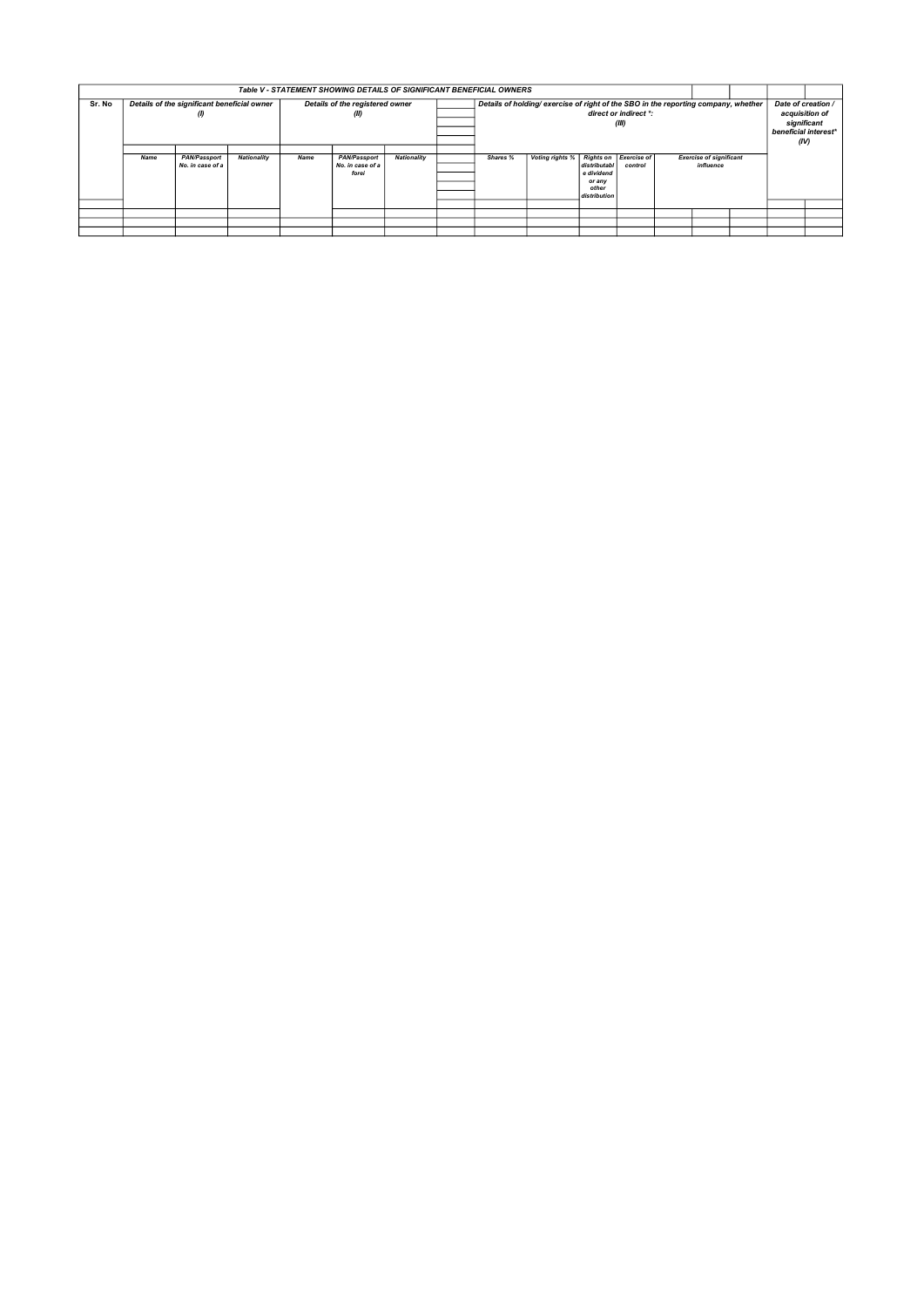| Table V - STATEMENT SHOWING DETAILS OF SIGNIFICANT BENEFICIAL OWNERS | | | | | | | | | | | | | | |
|---|---|---|---|---|---|---|---|---|---|---|---|---|---|---|
| Sr. No | Details of the significant beneficial owner (I) | | | Details of the registered owner (II) | | | | Details of holding/ exercise of right of the SBO in the reporting company, whether direct or indirect *: (III) | | | | | | Date of creation / acquisition of significant beneficial interest* (IV) |
| | Name | PAN/Passport No. in case of a | Nationality | Name | PAN/Passport No. in case of a forei | Nationality | | Shares % | Voting rights % | Rights on distributable dividend or any other distribution | Exercise of control | Exercise of significant influence | | |
| | | | | | | | | | | | | | | |
| | | | | | | | | | | | | | | |
| | | | | | | | | | | | | | | |